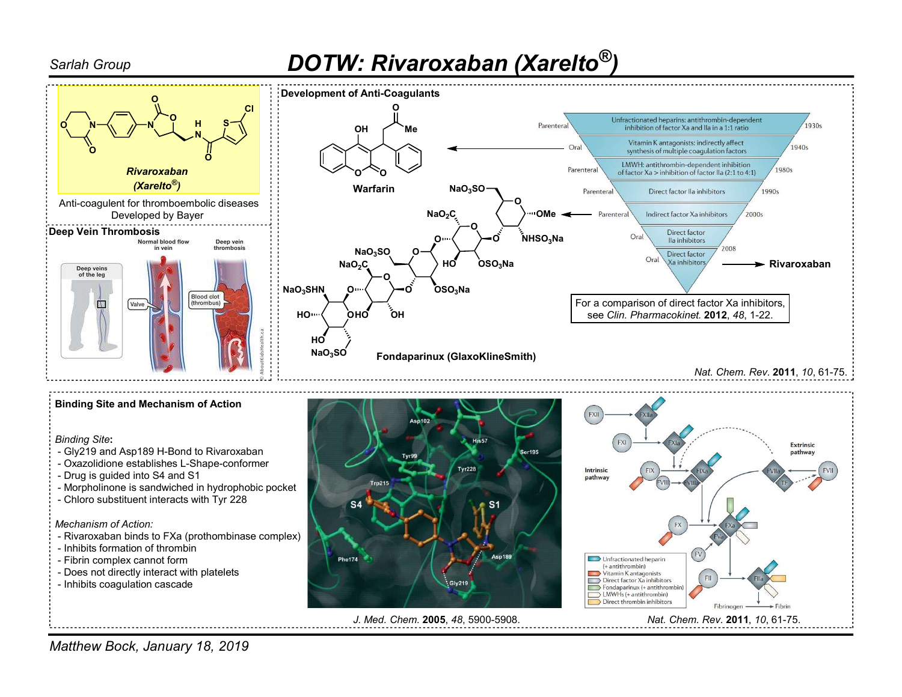Sarlah Group

# DOTW: Rivaroxaban (Xarelto®)

**Rivaroxaban (Xarelto®)**

Anti-coagulent for thromboembolic diseases
Developed by Bayer

## Deep Vein Thrombosis

## Development of Anti-Coagulants

**Warfarin**

**Fondaparinux (GlaxoKlineSmith)**

| Route | Class | Decade |
|---|---|---|
| Parenteral | Unfractionated heparins: antithrombin-dependent inhibition of factor Xa and IIa in a 1:1 ratio | 1930s |
| Oral | Vitamin K antagonists: indirectly affect synthesis of multiple coagulation factors | 1940s |
| Parenteral | LMWH: antithrombin-dependent inhibition of factor Xa > inhibition of factor IIa (2:1 to 4:1) | 1980s |
| Parenteral | Direct factor IIa inhibitors | 1990s |
| Parenteral | Indirect factor Xa inhibitors | 2000s |
| Oral | Direct factor IIa inhibitors | 2008 |
| Oral | Direct factor Xa inhibitors → **Rivaroxaban** | |

For a comparison of direct factor Xa inhibitors, see *Clin. Pharmacokinet.* **2012**, *48*, 1-22.

*Nat. Chem. Rev.* **2011**, *10*, 61-75.

## Binding Site and Mechanism of Action

*Binding Site*:
- Gly219 and Asp189 H-Bond to Rivaroxaban
- Oxazolidione establishes L-Shape-conformer
- Drug is guided into S4 and S1
- Morpholinone is sandwiched in hydrophobic pocket
- Chloro substituent interacts with Tyr 228

*Mechanism of Action:*
- Rivaroxaban binds to FXa (prothombinase complex)
- Inhibits formation of thrombin
- Fibrin complex cannot form
- Does not directly interact with platelets
- Inhibits coagulation cascade

*J. Med. Chem.* **2005**, *48*, 5900-5908.

*Nat. Chem. Rev.* **2011**, *10*, 61-75.

Matthew Bock, January 18, 2019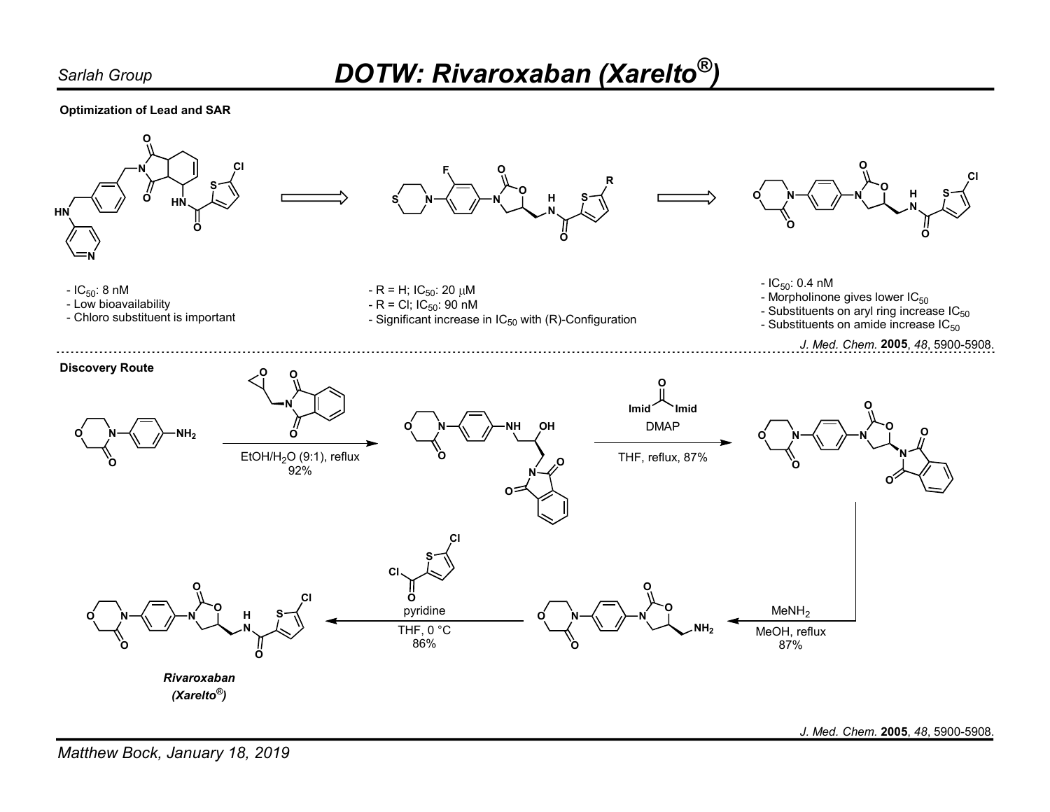# DOTW: Rivaroxaban (Xarelto®)

Sarlah Group

**Optimization of Lead and SAR**

- $IC_{50}$: 8 nM
- Low bioavailability
- Chloro substituent is important

- R = H; $IC_{50}$: 20 μM
- R = Cl; $IC_{50}$: 90 nM
- Significant increase in $IC_{50}$ with (R)-Configuration

- $IC_{50}$: 0.4 nM
- Morpholinone gives lower $IC_{50}$
- Substituents on aryl ring increase $IC_{50}$
- Substituents on amide increase $IC_{50}$

*J. Med. Chem.* **2005**, *48*, 5900-5908.

**Discovery Route**

EtOH/$H_2O$ (9:1), reflux
92%

Imid Imid
DMAP
THF, reflux, 87%

$MeNH_2$
MeOH, reflux
87%

pyridine
THF, 0 °C
86%

***Rivaroxaban***
***(Xarelto®)***

*J. Med. Chem.* **2005**, *48*, 5900-5908.

*Matthew Bock, January 18, 2019*